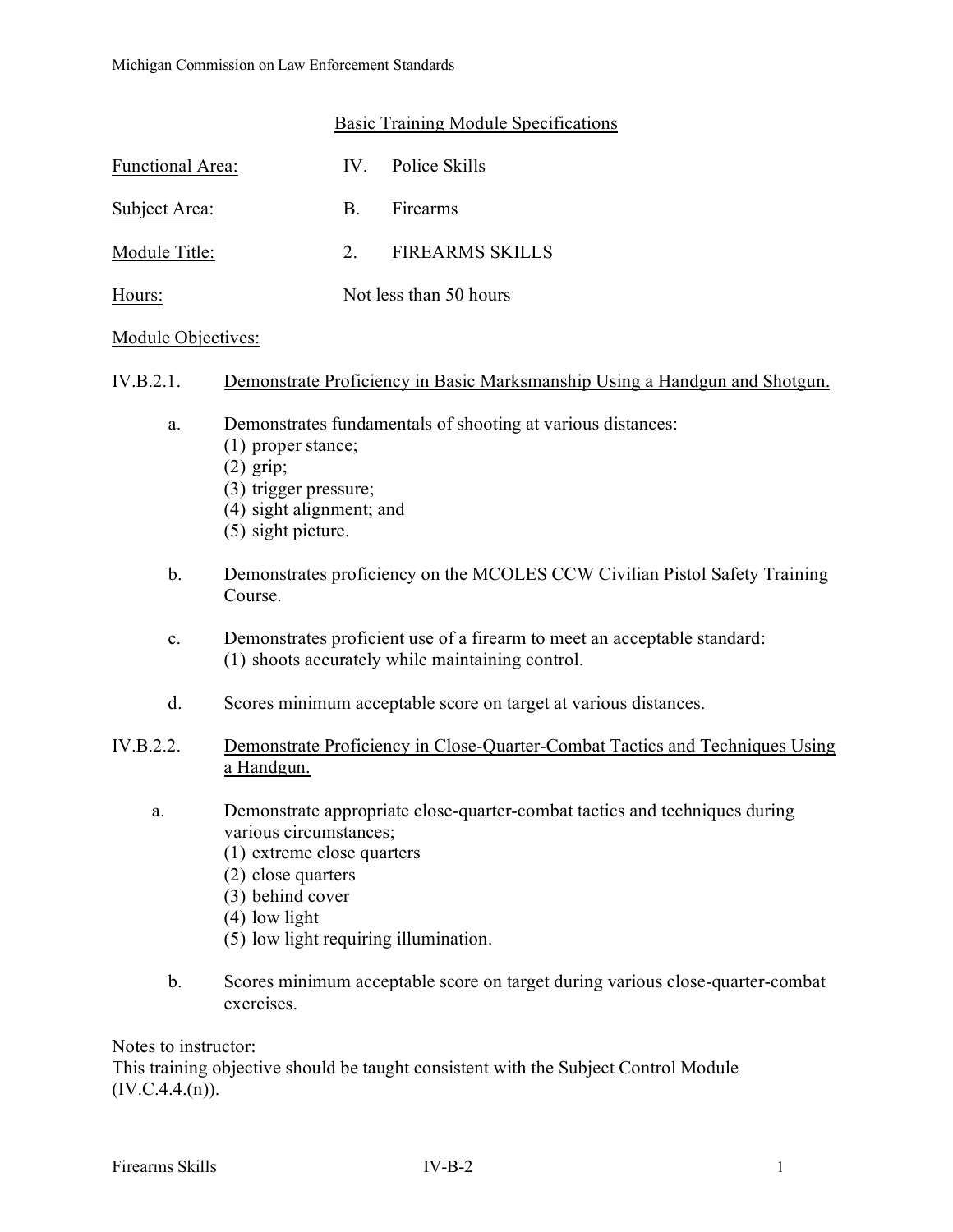## Basic Training Module Specifications

Functional Area: IV. Police Skills

Subject Area: B. Firearms

Module Title: 2. FIREARMS SKILLS

Hours: Not less than 50 hours

Module Objectives:

IV.B.2.1. Demonstrate Proficiency in Basic Marksmanship Using a Handgun and Shotgun.

a. Demonstrates fundamentals of shooting at various distances:
   (1) proper stance;
   (2) grip;
   (3) trigger pressure;
   (4) sight alignment; and
   (5) sight picture.

b. Demonstrates proficiency on the MCOLES CCW Civilian Pistol Safety Training Course.

c. Demonstrates proficient use of a firearm to meet an acceptable standard:
   (1) shoots accurately while maintaining control.

d. Scores minimum acceptable score on target at various distances.

IV.B.2.2. Demonstrate Proficiency in Close-Quarter-Combat Tactics and Techniques Using a Handgun.

a. Demonstrate appropriate close-quarter-combat tactics and techniques during various circumstances;
   (1) extreme close quarters
   (2) close quarters
   (3) behind cover
   (4) low light
   (5) low light requiring illumination.

b. Scores minimum acceptable score on target during various close-quarter-combat exercises.

Notes to instructor:
This training objective should be taught consistent with the Subject Control Module (IV.C.4.4.(n)).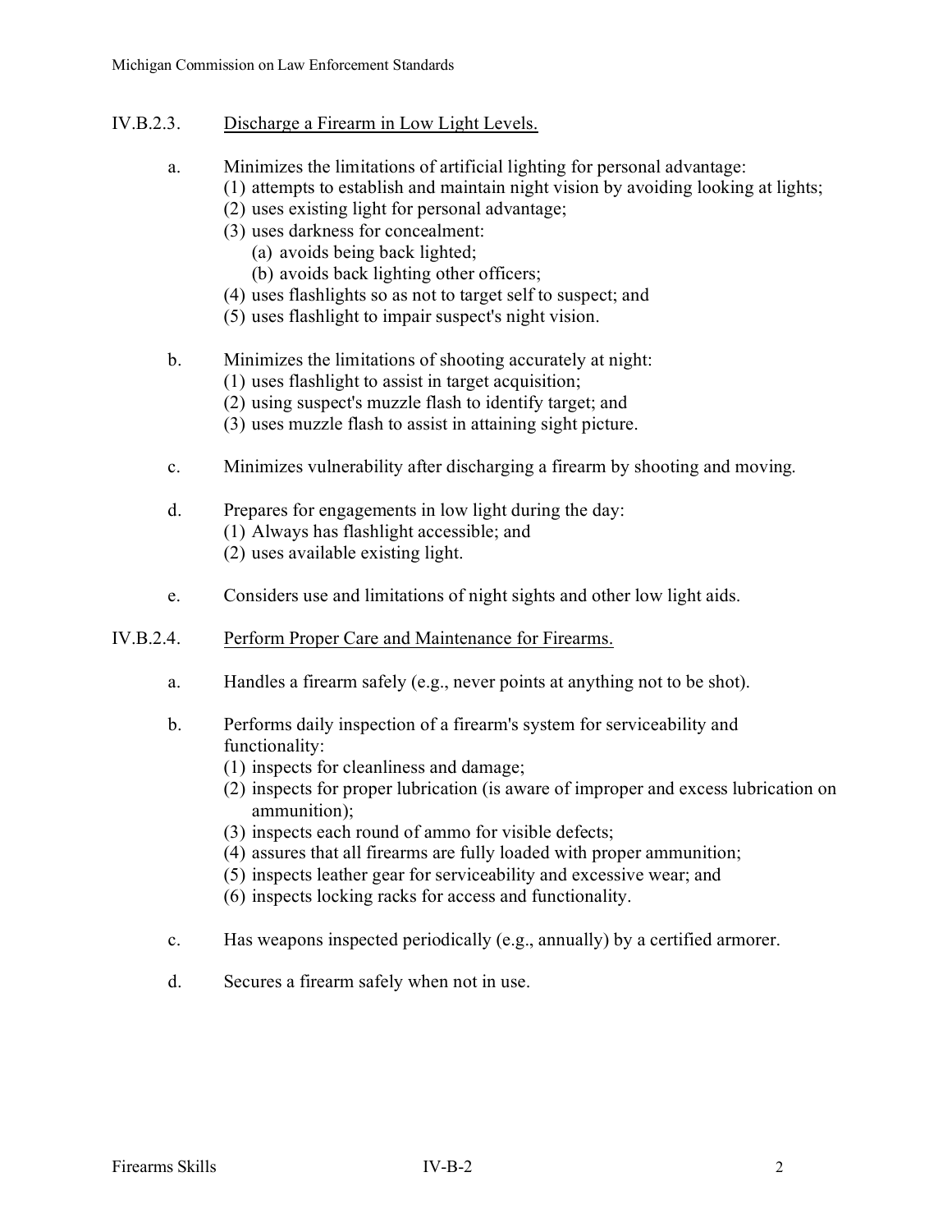## IV.B.2.3. Discharge a Firearm in Low Light Levels.

a. Minimizes the limitations of artificial lighting for personal advantage:
   (1) attempts to establish and maintain night vision by avoiding looking at lights;
   (2) uses existing light for personal advantage;
   (3) uses darkness for concealment:
      (a) avoids being back lighted;
      (b) avoids back lighting other officers;
   (4) uses flashlights so as not to target self to suspect; and
   (5) uses flashlight to impair suspect's night vision.

b. Minimizes the limitations of shooting accurately at night:
   (1) uses flashlight to assist in target acquisition;
   (2) using suspect's muzzle flash to identify target; and
   (3) uses muzzle flash to assist in attaining sight picture.

c. Minimizes vulnerability after discharging a firearm by shooting and moving.

d. Prepares for engagements in low light during the day:
   (1) Always has flashlight accessible; and
   (2) uses available existing light.

e. Considers use and limitations of night sights and other low light aids.

## IV.B.2.4. Perform Proper Care and Maintenance for Firearms.

a. Handles a firearm safely (e.g., never points at anything not to be shot).

b. Performs daily inspection of a firearm's system for serviceability and functionality:
   (1) inspects for cleanliness and damage;
   (2) inspects for proper lubrication (is aware of improper and excess lubrication on ammunition);
   (3) inspects each round of ammo for visible defects;
   (4) assures that all firearms are fully loaded with proper ammunition;
   (5) inspects leather gear for serviceability and excessive wear; and
   (6) inspects locking racks for access and functionality.

c. Has weapons inspected periodically (e.g., annually) by a certified armorer.

d. Secures a firearm safely when not in use.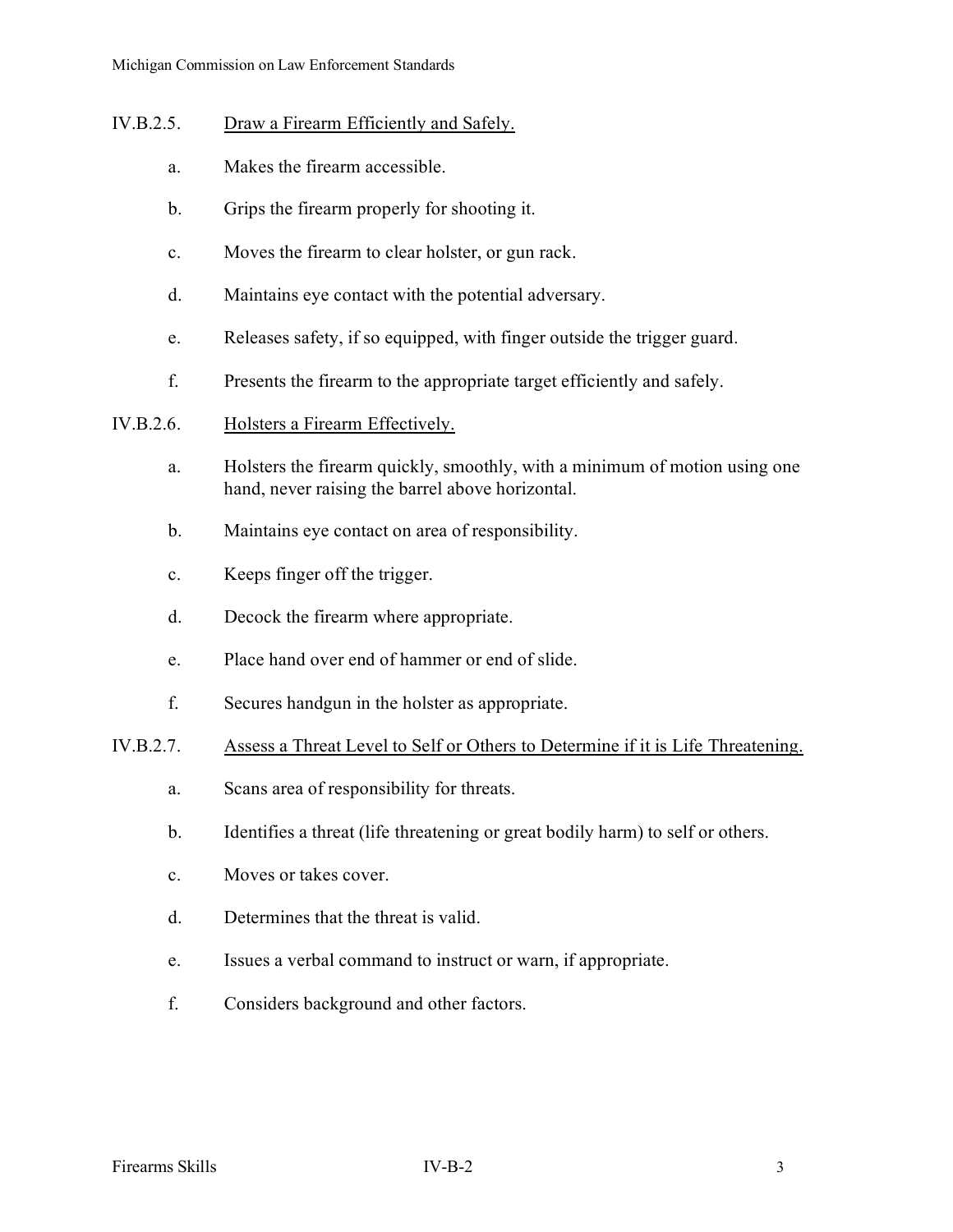### IV.B.2.5. <u>Draw a Firearm Efficiently and Safely.</u>

a. Makes the firearm accessible.

b. Grips the firearm properly for shooting it.

c. Moves the firearm to clear holster, or gun rack.

d. Maintains eye contact with the potential adversary.

e. Releases safety, if so equipped, with finger outside the trigger guard.

f. Presents the firearm to the appropriate target efficiently and safely.

### IV.B.2.6. <u>Holsters a Firearm Effectively.</u>

a. Holsters the firearm quickly, smoothly, with a minimum of motion using one hand, never raising the barrel above horizontal.

b. Maintains eye contact on area of responsibility.

c. Keeps finger off the trigger.

d. Decock the firearm where appropriate.

e. Place hand over end of hammer or end of slide.

f. Secures handgun in the holster as appropriate.

### IV.B.2.7. <u>Assess a Threat Level to Self or Others to Determine if it is Life Threatening.</u>

a. Scans area of responsibility for threats.

b. Identifies a threat (life threatening or great bodily harm) to self or others.

c. Moves or takes cover.

d. Determines that the threat is valid.

e. Issues a verbal command to instruct or warn, if appropriate.

f. Considers background and other factors.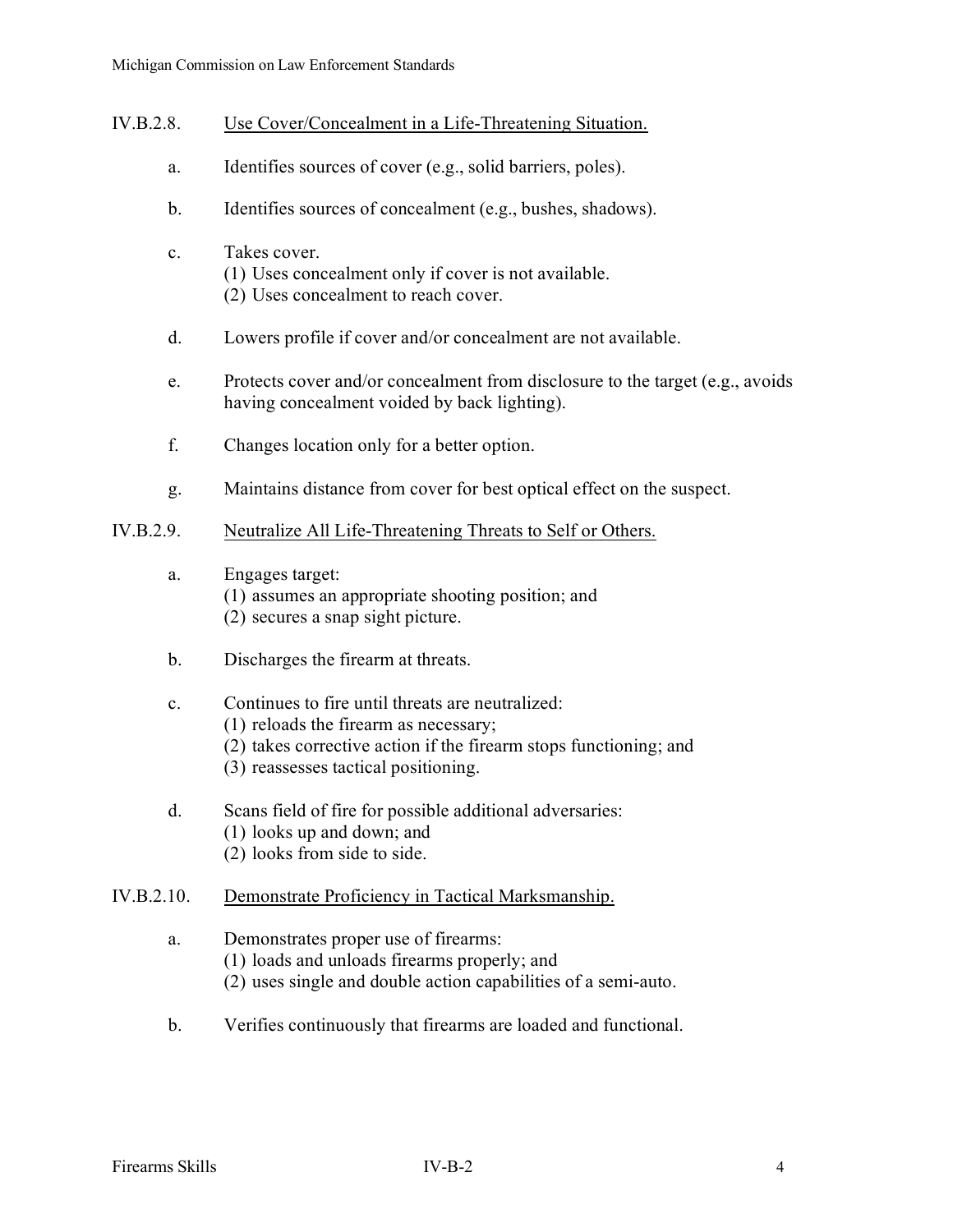IV.B.2.8. Use Cover/Concealment in a Life-Threatening Situation.

a. Identifies sources of cover (e.g., solid barriers, poles).

b. Identifies sources of concealment (e.g., bushes, shadows).

c. Takes cover.
   (1) Uses concealment only if cover is not available.
   (2) Uses concealment to reach cover.

d. Lowers profile if cover and/or concealment are not available.

e. Protects cover and/or concealment from disclosure to the target (e.g., avoids having concealment voided by back lighting).

f. Changes location only for a better option.

g. Maintains distance from cover for best optical effect on the suspect.

IV.B.2.9. Neutralize All Life-Threatening Threats to Self or Others.

a. Engages target:
   (1) assumes an appropriate shooting position; and
   (2) secures a snap sight picture.

b. Discharges the firearm at threats.

c. Continues to fire until threats are neutralized:
   (1) reloads the firearm as necessary;
   (2) takes corrective action if the firearm stops functioning; and
   (3) reassesses tactical positioning.

d. Scans field of fire for possible additional adversaries:
   (1) looks up and down; and
   (2) looks from side to side.

IV.B.2.10. Demonstrate Proficiency in Tactical Marksmanship.

a. Demonstrates proper use of firearms:
   (1) loads and unloads firearms properly; and
   (2) uses single and double action capabilities of a semi-auto.

b. Verifies continuously that firearms are loaded and functional.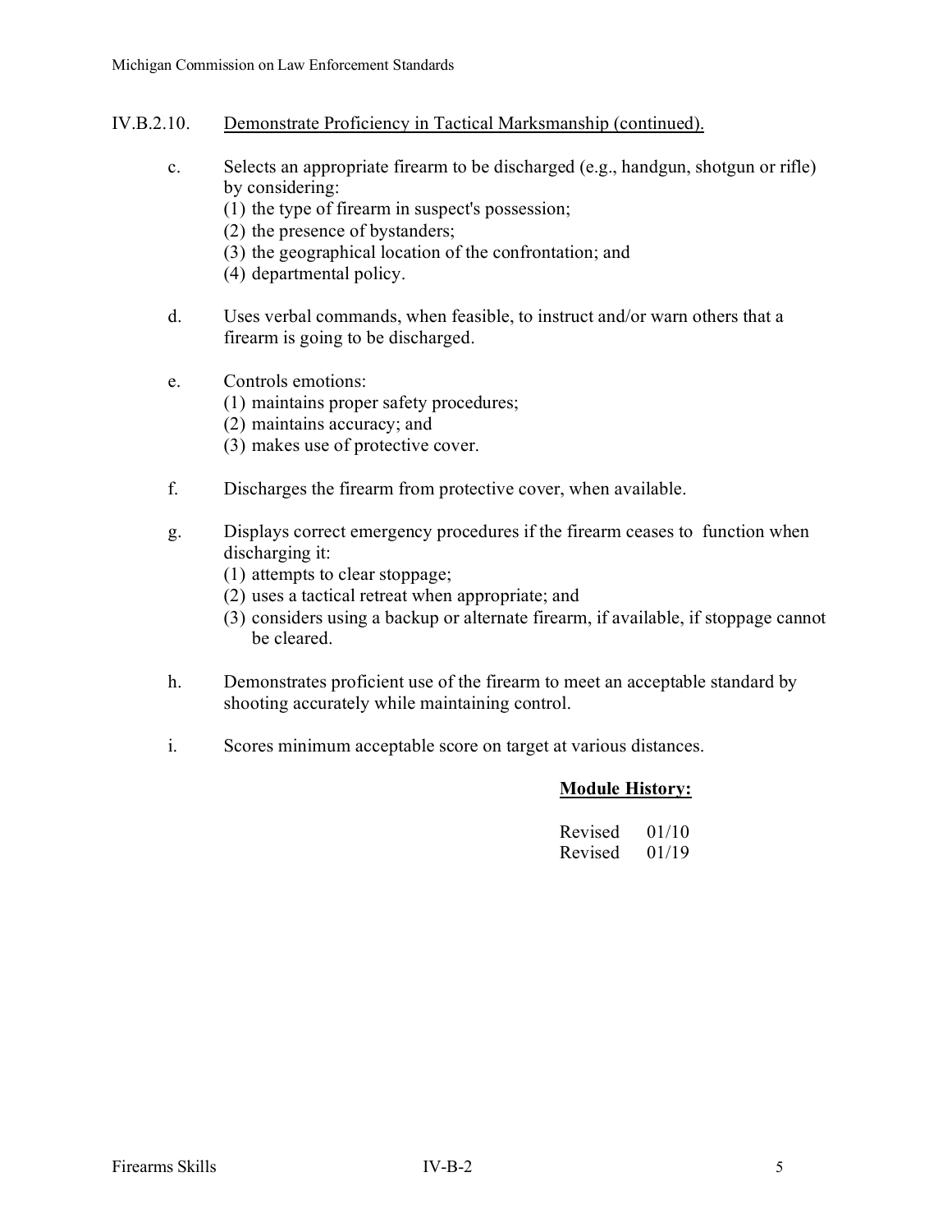## IV.B.2.10. Demonstrate Proficiency in Tactical Marksmanship (continued).

c. Selects an appropriate firearm to be discharged (e.g., handgun, shotgun or rifle) by considering:
   (1) the type of firearm in suspect's possession;
   (2) the presence of bystanders;
   (3) the geographical location of the confrontation; and
   (4) departmental policy.

d. Uses verbal commands, when feasible, to instruct and/or warn others that a firearm is going to be discharged.

e. Controls emotions:
   (1) maintains proper safety procedures;
   (2) maintains accuracy; and
   (3) makes use of protective cover.

f. Discharges the firearm from protective cover, when available.

g. Displays correct emergency procedures if the firearm ceases to function when discharging it:
   (1) attempts to clear stoppage;
   (2) uses a tactical retreat when appropriate; and
   (3) considers using a backup or alternate firearm, if available, if stoppage cannot be cleared.

h. Demonstrates proficient use of the firearm to meet an acceptable standard by shooting accurately while maintaining control.

i. Scores minimum acceptable score on target at various distances.

**Module History:**

Revised 01/10
Revised 01/19